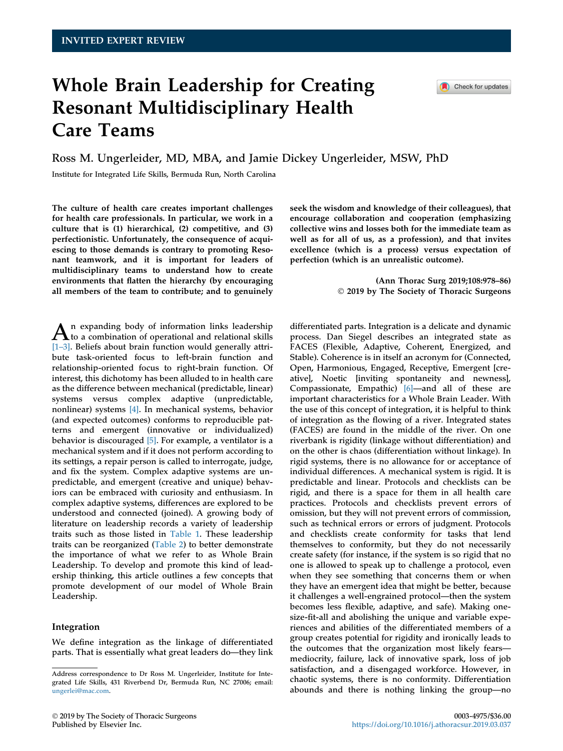INVITED EXPERT REVIEW

# Whole Brain Leadership for Creating Resonant Multidisciplinary Health Care Teams

Ross M. Ungerleider, MD, MBA, and Jamie Dickey Ungerleider, MSW, PhD

Institute for Integrated Life Skills, Bermuda Run, North Carolina

**The culture of health care creates important challenges for health care professionals. In particular, we work in a culture that is (1) hierarchical, (2) competitive, and (3) perfectionistic. Unfortunately, the consequence of acquiescing to those demands is contrary to promoting Resonant teamwork, and it is important for leaders of multidisciplinary teams to understand how to create environments that flatten the hierarchy (by encouraging all members of the team to contribute; and to genuinely seek the wisdom and knowledge of their colleagues), that encourage collaboration and cooperation (emphasizing collective wins and losses both for the immediate team as well as for all of us, as a profession), and that invites excellence (which is a process) versus expectation of perfection (which is an unrealistic outcome).**

**(Ann Thorac Surg 2019;108:978–86)**
**© 2019 by The Society of Thoracic Surgeons**

An expanding body of information links leadership to a combination of operational and relational skills [1–3]. Beliefs about brain function would generally attribute task-oriented focus to left-brain function and relationship-oriented focus to right-brain function. Of interest, this dichotomy has been alluded to in health care as the difference between mechanical (predictable, linear) systems versus complex adaptive (unpredictable, nonlinear) systems [4]. In mechanical systems, behavior (and expected outcomes) conforms to reproducible patterns and emergent (innovative or individualized) behavior is discouraged [5]. For example, a ventilator is a mechanical system and if it does not perform according to its settings, a repair person is called to interrogate, judge, and fix the system. Complex adaptive systems are unpredictable, and emergent (creative and unique) behaviors can be embraced with curiosity and enthusiasm. In complex adaptive systems, differences are explored to be understood and connected (joined). A growing body of literature on leadership records a variety of leadership traits such as those listed in Table 1. These leadership traits can be reorganized (Table 2) to better demonstrate the importance of what we refer to as Whole Brain Leadership. To develop and promote this kind of leadership thinking, this article outlines a few concepts that promote development of our model of Whole Brain Leadership.

## Integration

We define integration as the linkage of differentiated parts. That is essentially what great leaders do—they link differentiated parts. Integration is a delicate and dynamic process. Dan Siegel describes an integrated state as FACES (Flexible, Adaptive, Coherent, Energized, and Stable). Coherence is in itself an acronym for (Connected, Open, Harmonious, Engaged, Receptive, Emergent [creative], Noetic [inviting spontaneity and newness], Compassionate, Empathic) [6]—and all of these are important characteristics for a Whole Brain Leader. With the use of this concept of integration, it is helpful to think of integration as the flowing of a river. Integrated states (FACES) are found in the middle of the river. On one riverbank is rigidity (linkage without differentiation) and on the other is chaos (differentiation without linkage). In rigid systems, there is no allowance for or acceptance of individual differences. A mechanical system is rigid. It is predictable and linear. Protocols and checklists can be rigid, and there is a space for them in all health care practices. Protocols and checklists prevent errors of omission, but they will not prevent errors of commission, such as technical errors or errors of judgment. Protocols and checklists create conformity for tasks that lend themselves to conformity, but they do not necessarily create safety (for instance, if the system is so rigid that no one is allowed to speak up to challenge a protocol, even when they see something that concerns them or when they have an emergent idea that might be better, because it challenges a well-engrained protocol—then the system becomes less flexible, adaptive, and safe). Making one-size-fit-all and abolishing the unique and variable experiences and abilities of the differentiated members of a group creates potential for rigidity and ironically leads to the outcomes that the organization most likely fears—mediocrity, failure, lack of innovative spark, loss of job satisfaction, and a disengaged workforce. However, in chaotic systems, there is no conformity. Differentiation abounds and there is nothing linking the group—no

Address correspondence to Dr Ross M. Ungerleider, Institute for Integrated Life Skills, 431 Riverbend Dr, Bermuda Run, NC 27006; email: ungerlei@mac.com.

© 2019 by The Society of Thoracic Surgeons
Published by Elsevier Inc.

0003-4975/$36.00
https://doi.org/10.1016/j.athoracsur.2019.03.037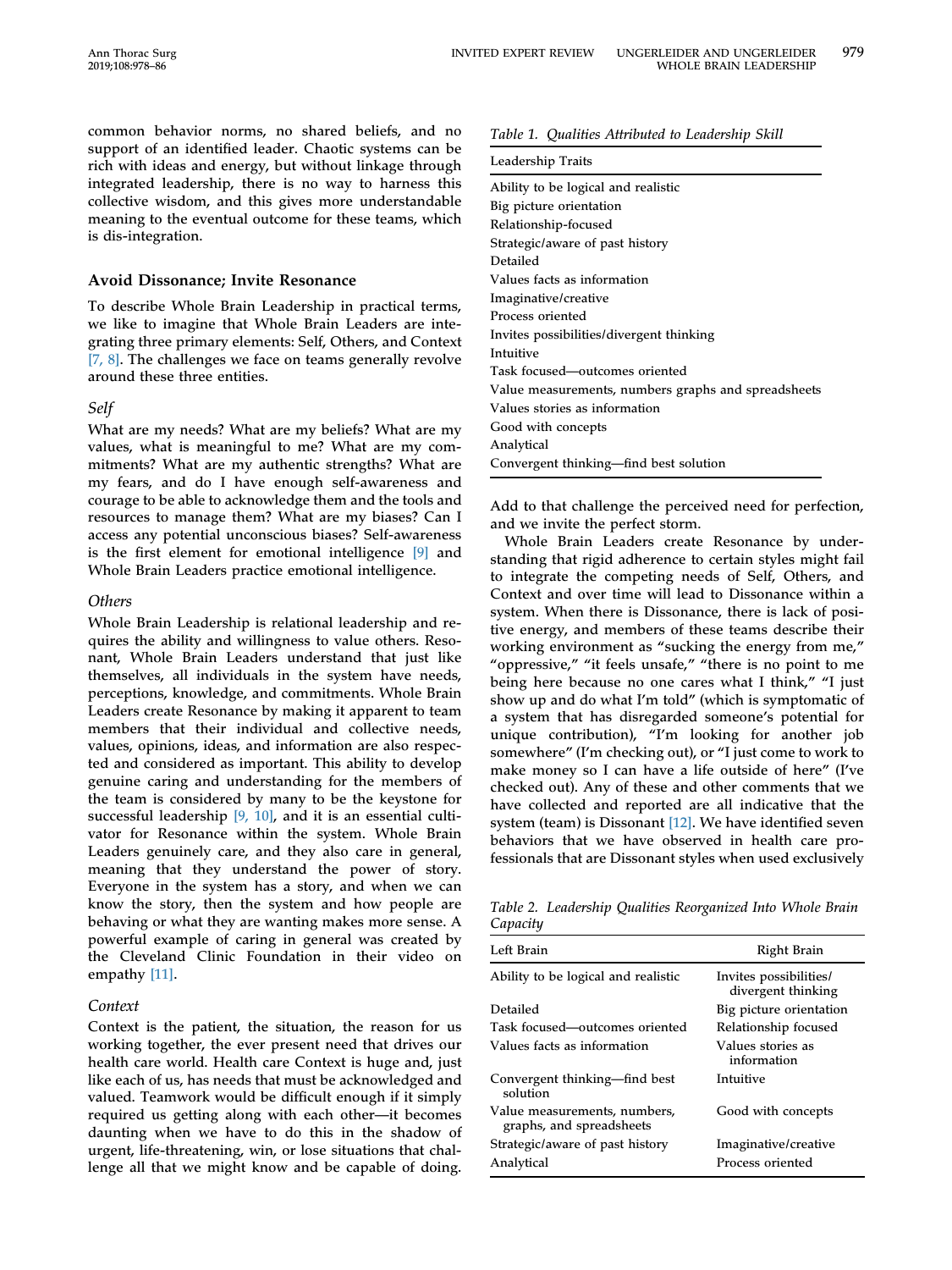common behavior norms, no shared beliefs, and no support of an identified leader. Chaotic systems can be rich with ideas and energy, but without linkage through integrated leadership, there is no way to harness this collective wisdom, and this gives more understandable meaning to the eventual outcome for these teams, which is dis-integration.

## Avoid Dissonance; Invite Resonance

To describe Whole Brain Leadership in practical terms, we like to imagine that Whole Brain Leaders are integrating three primary elements: Self, Others, and Context [7, 8]. The challenges we face on teams generally revolve around these three entities.

### *Self*

What are my needs? What are my beliefs? What are my values, what is meaningful to me? What are my commitments? What are my authentic strengths? What are my fears, and do I have enough self-awareness and courage to be able to acknowledge them and the tools and resources to manage them? What are my biases? Can I access any potential unconscious biases? Self-awareness is the first element for emotional intelligence [9] and Whole Brain Leaders practice emotional intelligence.

### *Others*

Whole Brain Leadership is relational leadership and requires the ability and willingness to value others. Resonant, Whole Brain Leaders understand that just like themselves, all individuals in the system have needs, perceptions, knowledge, and commitments. Whole Brain Leaders create Resonance by making it apparent to team members that their individual and collective needs, values, opinions, ideas, and information are also respected and considered as important. This ability to develop genuine caring and understanding for the members of the team is considered by many to be the keystone for successful leadership [9, 10], and it is an essential cultivator for Resonance within the system. Whole Brain Leaders genuinely care, and they also care in general, meaning that they understand the power of story. Everyone in the system has a story, and when we can know the story, then the system and how people are behaving or what they are wanting makes more sense. A powerful example of caring in general was created by the Cleveland Clinic Foundation in their video on empathy [11].

### *Context*

Context is the patient, the situation, the reason for us working together, the ever present need that drives our health care world. Health care Context is huge and, just like each of us, has needs that must be acknowledged and valued. Teamwork would be difficult enough if it simply required us getting along with each other—it becomes daunting when we have to do this in the shadow of urgent, life-threatening, win, or lose situations that challenge all that we might know and be capable of doing. Add to that challenge the perceived need for perfection, and we invite the perfect storm.

Whole Brain Leaders create Resonance by understanding that rigid adherence to certain styles might fail to integrate the competing needs of Self, Others, and Context and over time will lead to Dissonance within a system. When there is Dissonance, there is lack of positive energy, and members of these teams describe their working environment as "sucking the energy from me," "oppressive," "it feels unsafe," "there is no point to me being here because no one cares what I think," "I just show up and do what I'm told" (which is symptomatic of a system that has disregarded someone's potential for unique contribution), "I'm looking for another job somewhere" (I'm checking out), or "I just come to work to make money so I can have a life outside of here" (I've checked out). Any of these and other comments that we have collected and reported are all indicative that the system (team) is Dissonant [12]. We have identified seven behaviors that we have observed in health care professionals that are Dissonant styles when used exclusively

*Table 1. Qualities Attributed to Leadership Skill*

| Leadership Traits |
|---|
| Ability to be logical and realistic |
| Big picture orientation |
| Relationship-focused |
| Strategic/aware of past history |
| Detailed |
| Values facts as information |
| Imaginative/creative |
| Process oriented |
| Invites possibilities/divergent thinking |
| Intuitive |
| Task focused—outcomes oriented |
| Value measurements, numbers graphs and spreadsheets |
| Values stories as information |
| Good with concepts |
| Analytical |
| Convergent thinking—find best solution |

*Table 2. Leadership Qualities Reorganized Into Whole Brain Capacity*

| Left Brain | Right Brain |
|---|---|
| Ability to be logical and realistic | Invites possibilities/ divergent thinking |
| Detailed | Big picture orientation |
| Task focused—outcomes oriented | Relationship focused |
| Values facts as information | Values stories as information |
| Convergent thinking—find best solution | Intuitive |
| Value measurements, numbers, graphs, and spreadsheets | Good with concepts |
| Strategic/aware of past history | Imaginative/creative |
| Analytical | Process oriented |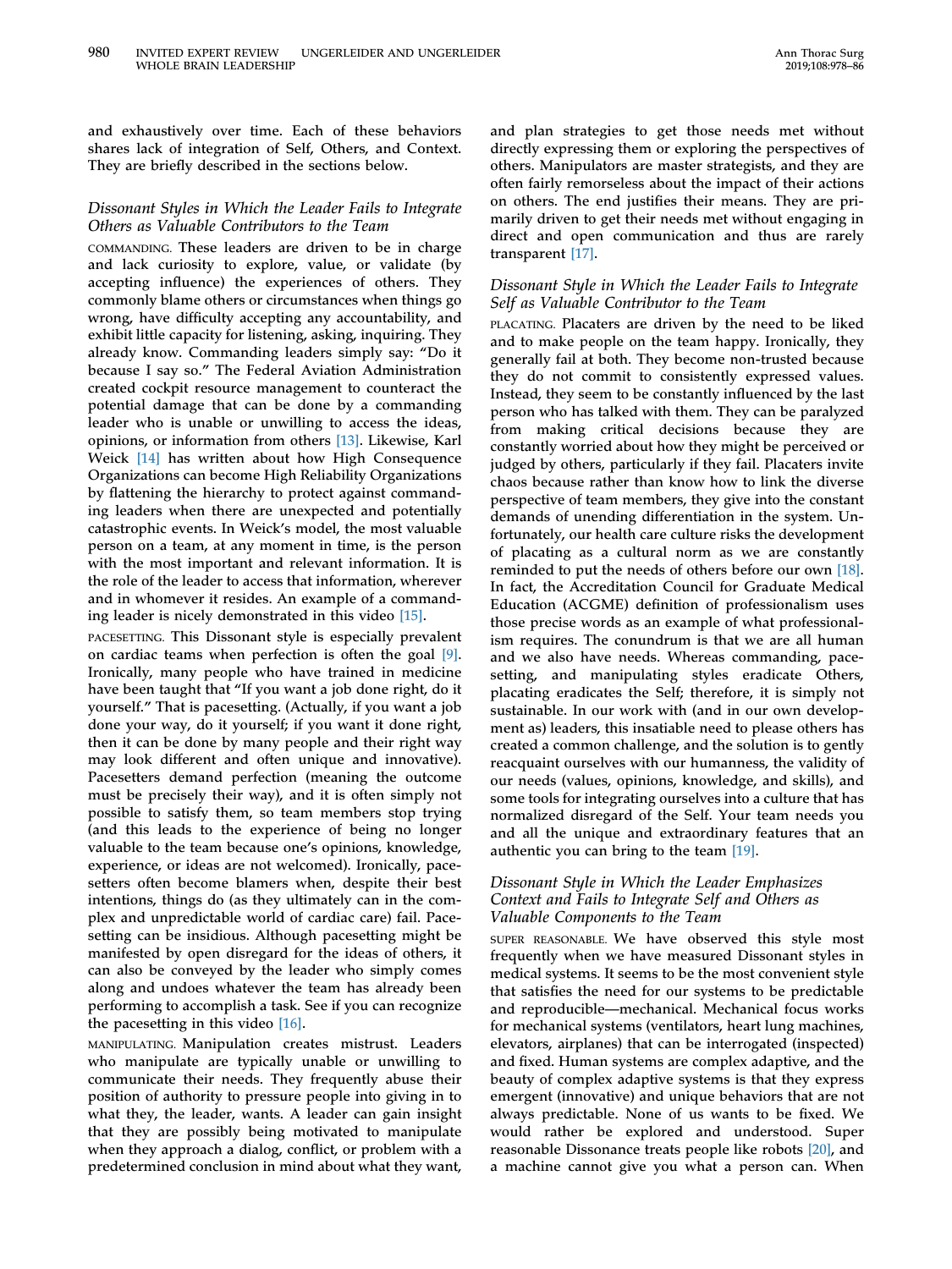and exhaustively over time. Each of these behaviors shares lack of integration of Self, Others, and Context. They are briefly described in the sections below.

### *Dissonant Styles in Which the Leader Fails to Integrate Others as Valuable Contributors to the Team*

COMMANDING. These leaders are driven to be in charge and lack curiosity to explore, value, or validate (by accepting influence) the experiences of others. They commonly blame others or circumstances when things go wrong, have difficulty accepting any accountability, and exhibit little capacity for listening, asking, inquiring. They already know. Commanding leaders simply say: "Do it because I say so." The Federal Aviation Administration created cockpit resource management to counteract the potential damage that can be done by a commanding leader who is unable or unwilling to access the ideas, opinions, or information from others [13]. Likewise, Karl Weick [14] has written about how High Consequence Organizations can become High Reliability Organizations by flattening the hierarchy to protect against commanding leaders when there are unexpected and potentially catastrophic events. In Weick's model, the most valuable person on a team, at any moment in time, is the person with the most important and relevant information. It is the role of the leader to access that information, wherever and in whomever it resides. An example of a commanding leader is nicely demonstrated in this video [15].

PACESETTING. This Dissonant style is especially prevalent on cardiac teams when perfection is often the goal [9]. Ironically, many people who have trained in medicine have been taught that "If you want a job done right, do it yourself." That is pacesetting. (Actually, if you want a job done your way, do it yourself; if you want it done right, then it can be done by many people and their right way may look different and often unique and innovative). Pacesetters demand perfection (meaning the outcome must be precisely their way), and it is often simply not possible to satisfy them, so team members stop trying (and this leads to the experience of being no longer valuable to the team because one's opinions, knowledge, experience, or ideas are not welcomed). Ironically, pacesetters often become blamers when, despite their best intentions, things do (as they ultimately can in the complex and unpredictable world of cardiac care) fail. Pacesetting can be insidious. Although pacesetting might be manifested by open disregard for the ideas of others, it can also be conveyed by the leader who simply comes along and undoes whatever the team has already been performing to accomplish a task. See if you can recognize the pacesetting in this video [16].

MANIPULATING. Manipulation creates mistrust. Leaders who manipulate are typically unable or unwilling to communicate their needs. They frequently abuse their position of authority to pressure people into giving in to what they, the leader, wants. A leader can gain insight that they are possibly being motivated to manipulate when they approach a dialog, conflict, or problem with a predetermined conclusion in mind about what they want, and plan strategies to get those needs met without directly expressing them or exploring the perspectives of others. Manipulators are master strategists, and they are often fairly remorseless about the impact of their actions on others. The end justifies their means. They are primarily driven to get their needs met without engaging in direct and open communication and thus are rarely transparent [17].

### *Dissonant Style in Which the Leader Fails to Integrate Self as Valuable Contributor to the Team*

PLACATING. Placaters are driven by the need to be liked and to make people on the team happy. Ironically, they generally fail at both. They become non-trusted because they do not commit to consistently expressed values. Instead, they seem to be constantly influenced by the last person who has talked with them. They can be paralyzed from making critical decisions because they are constantly worried about how they might be perceived or judged by others, particularly if they fail. Placaters invite chaos because rather than know how to link the diverse perspective of team members, they give into the constant demands of unending differentiation in the system. Unfortunately, our health care culture risks the development of placating as a cultural norm as we are constantly reminded to put the needs of others before our own [18]. In fact, the Accreditation Council for Graduate Medical Education (ACGME) definition of professionalism uses those precise words as an example of what professionalism requires. The conundrum is that we are all human and we also have needs. Whereas commanding, pacesetting, and manipulating styles eradicate Others, placating eradicates the Self; therefore, it is simply not sustainable. In our work with (and in our own development as) leaders, this insatiable need to please others has created a common challenge, and the solution is to gently reacquaint ourselves with our humanness, the validity of our needs (values, opinions, knowledge, and skills), and some tools for integrating ourselves into a culture that has normalized disregard of the Self. Your team needs you and all the unique and extraordinary features that an authentic you can bring to the team [19].

### *Dissonant Style in Which the Leader Emphasizes Context and Fails to Integrate Self and Others as Valuable Components to the Team*

SUPER REASONABLE. We have observed this style most frequently when we have measured Dissonant styles in medical systems. It seems to be the most convenient style that satisfies the need for our systems to be predictable and reproducible—mechanical. Mechanical focus works for mechanical systems (ventilators, heart lung machines, elevators, airplanes) that can be interrogated (inspected) and fixed. Human systems are complex adaptive, and the beauty of complex adaptive systems is that they express emergent (innovative) and unique behaviors that are not always predictable. None of us wants to be fixed. We would rather be explored and understood. Super reasonable Dissonance treats people like robots [20], and a machine cannot give you what a person can. When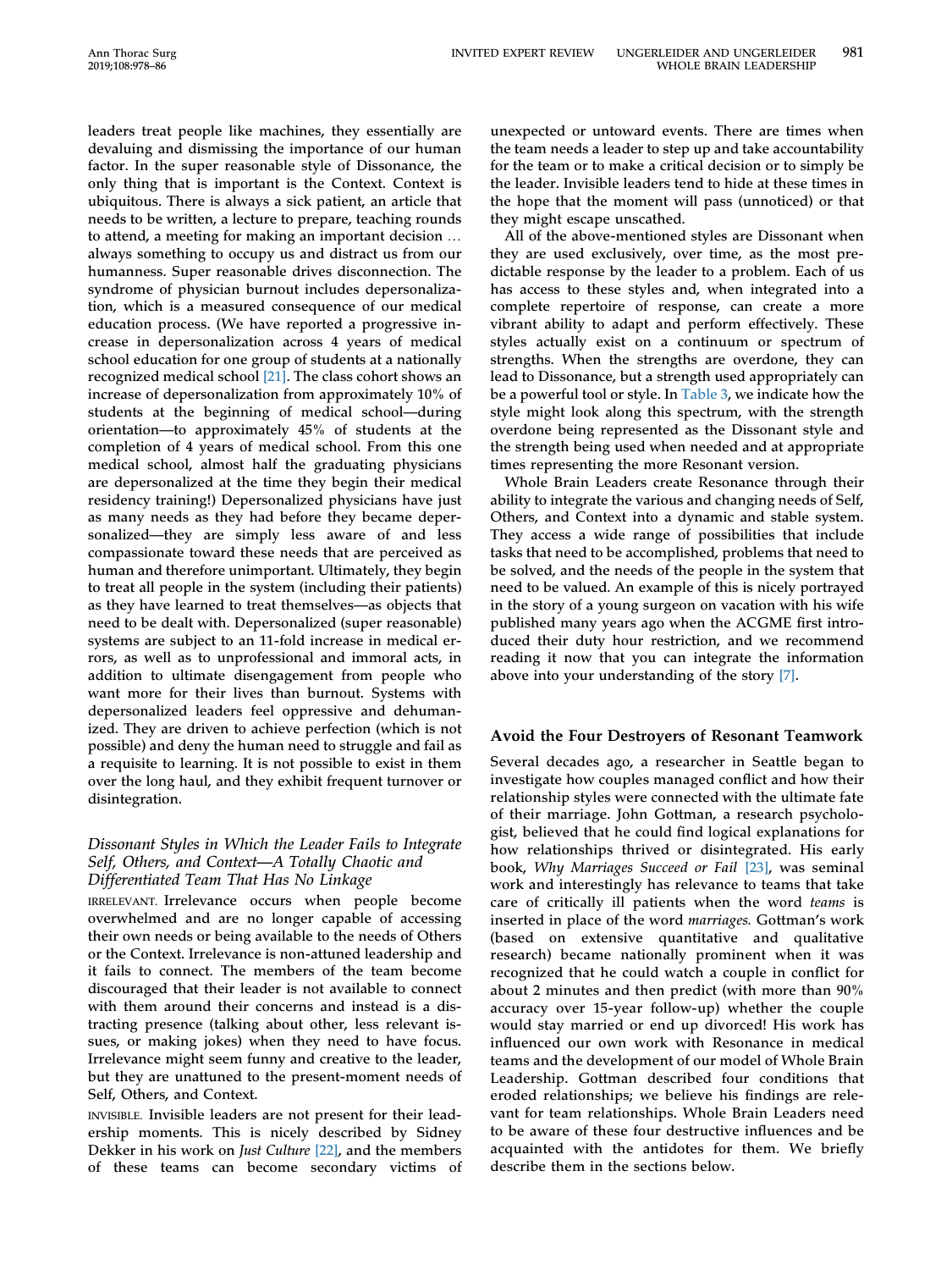leaders treat people like machines, they essentially are devaluing and dismissing the importance of our human factor. In the super reasonable style of Dissonance, the only thing that is important is the Context. Context is ubiquitous. There is always a sick patient, an article that needs to be written, a lecture to prepare, teaching rounds to attend, a meeting for making an important decision … always something to occupy us and distract us from our humanness. Super reasonable drives disconnection. The syndrome of physician burnout includes depersonalization, which is a measured consequence of our medical education process. (We have reported a progressive increase in depersonalization across 4 years of medical school education for one group of students at a nationally recognized medical school [21]. The class cohort shows an increase of depersonalization from approximately 10% of students at the beginning of medical school—during orientation—to approximately 45% of students at the completion of 4 years of medical school. From this one medical school, almost half the graduating physicians are depersonalized at the time they begin their medical residency training!) Depersonalized physicians have just as many needs as they had before they became depersonalized—they are simply less aware of and less compassionate toward these needs that are perceived as human and therefore unimportant. Ultimately, they begin to treat all people in the system (including their patients) as they have learned to treat themselves—as objects that need to be dealt with. Depersonalized (super reasonable) systems are subject to an 11-fold increase in medical errors, as well as to unprofessional and immoral acts, in addition to ultimate disengagement from people who want more for their lives than burnout. Systems with depersonalized leaders feel oppressive and dehumanized. They are driven to achieve perfection (which is not possible) and deny the human need to struggle and fail as a requisite to learning. It is not possible to exist in them over the long haul, and they exhibit frequent turnover or disintegration.

### *Dissonant Styles in Which the Leader Fails to Integrate Self, Others, and Context—A Totally Chaotic and Differentiated Team That Has No Linkage*

IRRELEVANT. Irrelevance occurs when people become overwhelmed and are no longer capable of accessing their own needs or being available to the needs of Others or the Context. Irrelevance is non-attuned leadership and it fails to connect. The members of the team become discouraged that their leader is not available to connect with them around their concerns and instead is a distracting presence (talking about other, less relevant issues, or making jokes) when they need to have focus. Irrelevance might seem funny and creative to the leader, but they are unattuned to the present-moment needs of Self, Others, and Context.

INVISIBLE. Invisible leaders are not present for their leadership moments. This is nicely described by Sidney Dekker in his work on *Just Culture* [22], and the members of these teams can become secondary victims of unexpected or untoward events. There are times when the team needs a leader to step up and take accountability for the team or to make a critical decision or to simply be the leader. Invisible leaders tend to hide at these times in the hope that the moment will pass (unnoticed) or that they might escape unscathed.

All of the above-mentioned styles are Dissonant when they are used exclusively, over time, as the most predictable response by the leader to a problem. Each of us has access to these styles and, when integrated into a complete repertoire of response, can create a more vibrant ability to adapt and perform effectively. These styles actually exist on a continuum or spectrum of strengths. When the strengths are overdone, they can lead to Dissonance, but a strength used appropriately can be a powerful tool or style. In Table 3, we indicate how the style might look along this spectrum, with the strength overdone being represented as the Dissonant style and the strength being used when needed and at appropriate times representing the more Resonant version.

Whole Brain Leaders create Resonance through their ability to integrate the various and changing needs of Self, Others, and Context into a dynamic and stable system. They access a wide range of possibilities that include tasks that need to be accomplished, problems that need to be solved, and the needs of the people in the system that need to be valued. An example of this is nicely portrayed in the story of a young surgeon on vacation with his wife published many years ago when the ACGME first introduced their duty hour restriction, and we recommend reading it now that you can integrate the information above into your understanding of the story [7].

## Avoid the Four Destroyers of Resonant Teamwork

Several decades ago, a researcher in Seattle began to investigate how couples managed conflict and how their relationship styles were connected with the ultimate fate of their marriage. John Gottman, a research psychologist, believed that he could find logical explanations for how relationships thrived or disintegrated. His early book, *Why Marriages Succeed or Fail* [23], was seminal work and interestingly has relevance to teams that take care of critically ill patients when the word *teams* is inserted in place of the word *marriages.* Gottman's work (based on extensive quantitative and qualitative research) became nationally prominent when it was recognized that he could watch a couple in conflict for about 2 minutes and then predict (with more than 90% accuracy over 15-year follow-up) whether the couple would stay married or end up divorced! His work has influenced our own work with Resonance in medical teams and the development of our model of Whole Brain Leadership. Gottman described four conditions that eroded relationships; we believe his findings are relevant for team relationships. Whole Brain Leaders need to be aware of these four destructive influences and be acquainted with the antidotes for them. We briefly describe them in the sections below.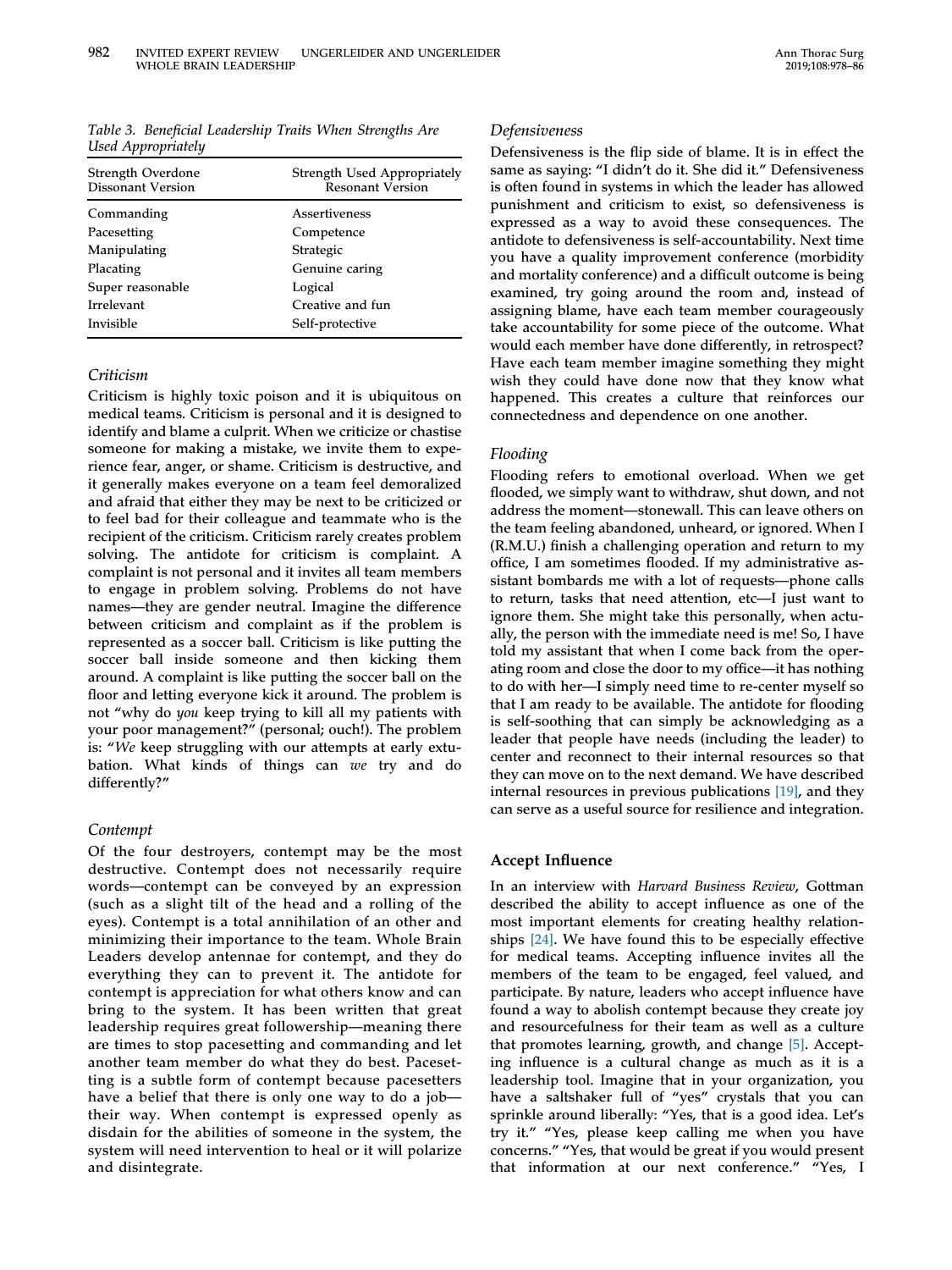Table 3. *Beneficial Leadership Traits When Strengths Are Used Appropriately*

| Strength Overdone Dissonant Version | Strength Used Appropriately Resonant Version |
|---|---|
| Commanding | Assertiveness |
| Pacesetting | Competence |
| Manipulating | Strategic |
| Placating | Genuine caring |
| Super reasonable | Logical |
| Irrelevant | Creative and fun |
| Invisible | Self-protective |

### *Criticism*

Criticism is highly toxic poison and it is ubiquitous on medical teams. Criticism is personal and it is designed to identify and blame a culprit. When we criticize or chastise someone for making a mistake, we invite them to experience fear, anger, or shame. Criticism is destructive, and it generally makes everyone on a team feel demoralized and afraid that either they may be next to be criticized or to feel bad for their colleague and teammate who is the recipient of the criticism. Criticism rarely creates problem solving. The antidote for criticism is complaint. A complaint is not personal and it invites all team members to engage in problem solving. Problems do not have names—they are gender neutral. Imagine the difference between criticism and complaint as if the problem is represented as a soccer ball. Criticism is like putting the soccer ball inside someone and then kicking them around. A complaint is like putting the soccer ball on the floor and letting everyone kick it around. The problem is not "why do *you* keep trying to kill all my patients with your poor management?" (personal; ouch!). The problem is: "*We* keep struggling with our attempts at early extubation. What kinds of things can *we* try and do differently?"

### *Contempt*

Of the four destroyers, contempt may be the most destructive. Contempt does not necessarily require words—contempt can be conveyed by an expression (such as a slight tilt of the head and a rolling of the eyes). Contempt is a total annihilation of an other and minimizing their importance to the team. Whole Brain Leaders develop antennae for contempt, and they do everything they can to prevent it. The antidote for contempt is appreciation for what others know and can bring to the system. It has been written that great leadership requires great followership—meaning there are times to stop pacesetting and commanding and let another team member do what they do best. Pacesetting is a subtle form of contempt because pacesetters have a belief that there is only one way to do a job—their way. When contempt is expressed openly as disdain for the abilities of someone in the system, the system will need intervention to heal or it will polarize and disintegrate.

### *Defensiveness*

Defensiveness is the flip side of blame. It is in effect the same as saying: "I didn't do it. She did it." Defensiveness is often found in systems in which the leader has allowed punishment and criticism to exist, so defensiveness is expressed as a way to avoid these consequences. The antidote to defensiveness is self-accountability. Next time you have a quality improvement conference (morbidity and mortality conference) and a difficult outcome is being examined, try going around the room and, instead of assigning blame, have each team member courageously take accountability for some piece of the outcome. What would each member have done differently, in retrospect? Have each team member imagine something they might wish they could have done now that they know what happened. This creates a culture that reinforces our connectedness and dependence on one another.

### *Flooding*

Flooding refers to emotional overload. When we get flooded, we simply want to withdraw, shut down, and not address the moment—stonewall. This can leave others on the team feeling abandoned, unheard, or ignored. When I (R.M.U.) finish a challenging operation and return to my office, I am sometimes flooded. If my administrative assistant bombards me with a lot of requests—phone calls to return, tasks that need attention, etc—I just want to ignore them. She might take this personally, when actually, the person with the immediate need is me! So, I have told my assistant that when I come back from the operating room and close the door to my office—it has nothing to do with her—I simply need time to re-center myself so that I am ready to be available. The antidote for flooding is self-soothing that can simply be acknowledging as a leader that people have needs (including the leader) to center and reconnect to their internal resources so that they can move on to the next demand. We have described internal resources in previous publications [19], and they can serve as a useful source for resilience and integration.

## Accept Influence

In an interview with *Harvard Business Review*, Gottman described the ability to accept influence as one of the most important elements for creating healthy relationships [24]. We have found this to be especially effective for medical teams. Accepting influence invites all the members of the team to be engaged, feel valued, and participate. By nature, leaders who accept influence have found a way to abolish contempt because they create joy and resourcefulness for their team as well as a culture that promotes learning, growth, and change [5]. Accepting influence is a cultural change as much as it is a leadership tool. Imagine that in your organization, you have a saltshaker full of "yes" crystals that you can sprinkle around liberally: "Yes, that is a good idea. Let's try it." "Yes, please keep calling me when you have concerns." "Yes, that would be great if you would present that information at our next conference." "Yes, I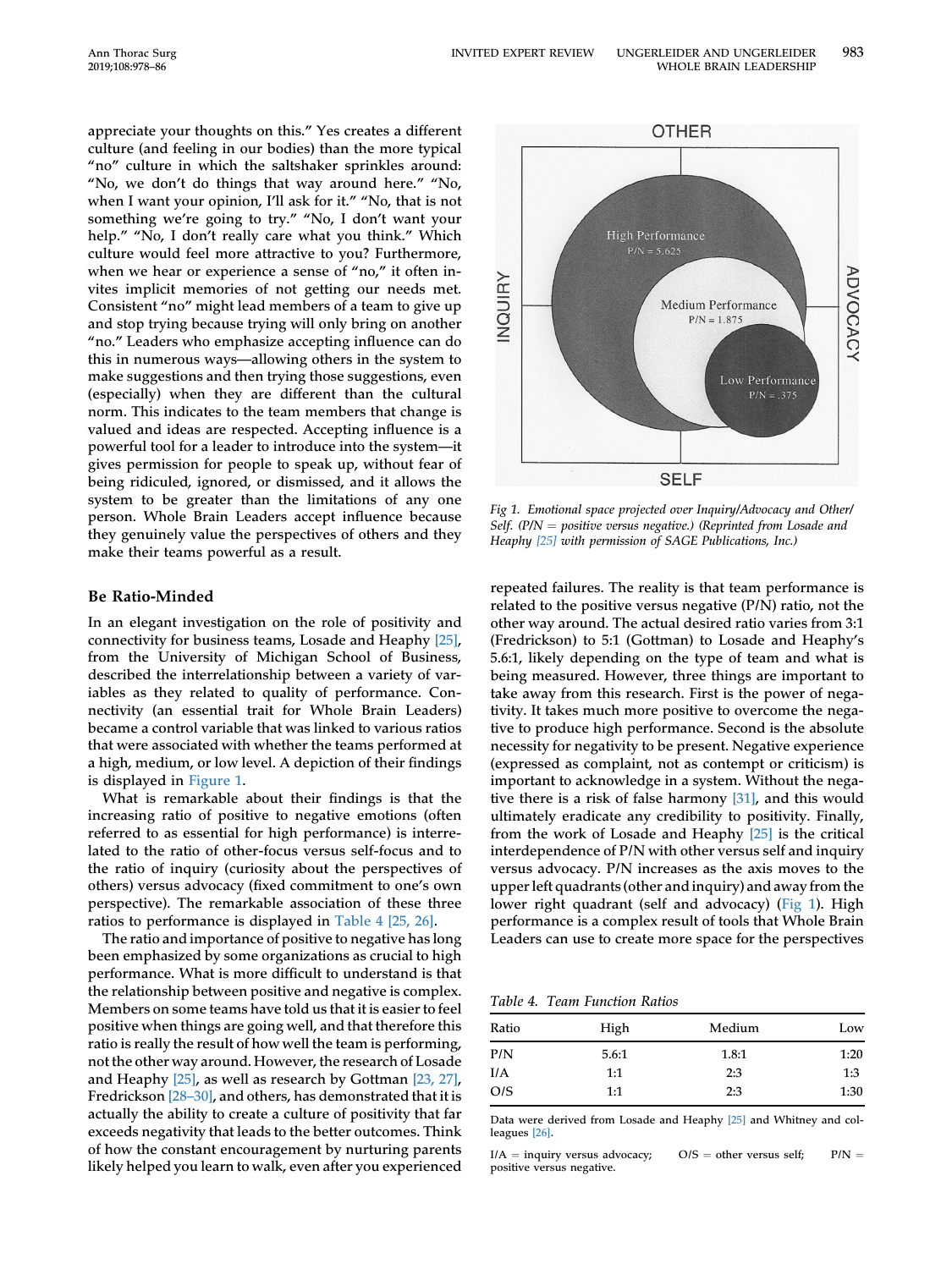appreciate your thoughts on this." Yes creates a different culture (and feeling in our bodies) than the more typical "no" culture in which the saltshaker sprinkles around: "No, we don't do things that way around here." "No, when I want your opinion, I'll ask for it." "No, that is not something we're going to try." "No, I don't want your help." "No, I don't really care what you think." Which culture would feel more attractive to you? Furthermore, when we hear or experience a sense of "no," it often invites implicit memories of not getting our needs met. Consistent "no" might lead members of a team to give up and stop trying because trying will only bring on another "no." Leaders who emphasize accepting influence can do this in numerous ways—allowing others in the system to make suggestions and then trying those suggestions, even (especially) when they are different than the cultural norm. This indicates to the team members that change is valued and ideas are respected. Accepting influence is a powerful tool for a leader to introduce into the system—it gives permission for people to speak up, without fear of being ridiculed, ignored, or dismissed, and it allows the system to be greater than the limitations of any one person. Whole Brain Leaders accept influence because they genuinely value the perspectives of others and they make their teams powerful as a result.

## Be Ratio-Minded

In an elegant investigation on the role of positivity and connectivity for business teams, Losade and Heaphy [25], from the University of Michigan School of Business, described the interrelationship between a variety of variables as they related to quality of performance. Connectivity (an essential trait for Whole Brain Leaders) became a control variable that was linked to various ratios that were associated with whether the teams performed at a high, medium, or low level. A depiction of their findings is displayed in Figure 1.

What is remarkable about their findings is that the increasing ratio of positive to negative emotions (often referred to as essential for high performance) is interrelated to the ratio of other-focus versus self-focus and to the ratio of inquiry (curiosity about the perspectives of others) versus advocacy (fixed commitment to one's own perspective). The remarkable association of these three ratios to performance is displayed in Table 4 [25, 26].

The ratio and importance of positive to negative has long been emphasized by some organizations as crucial to high performance. What is more difficult to understand is that the relationship between positive and negative is complex. Members on some teams have told us that it is easier to feel positive when things are going well, and that therefore this ratio is really the result of how well the team is performing, not the other way around. However, the research of Losade and Heaphy [25], as well as research by Gottman [23, 27], Fredrickson [28–30], and others, has demonstrated that it is actually the ability to create a culture of positivity that far exceeds negativity that leads to the better outcomes. Think of how the constant encouragement by nurturing parents likely helped you learn to walk, even after you experienced

OTHER

INQUIRY

ADVOCACY

SELF

High Performance
P/N = 5.625

Medium Performance
P/N = 1.875

Low Performance
P/N = .375

Fig 1. *Emotional space projected over Inquiry/Advocacy and Other/Self. (P/N = positive versus negative.) (Reprinted from Losade and Heaphy [25] with permission of SAGE Publications, Inc.)*

repeated failures. The reality is that team performance is related to the positive versus negative (P/N) ratio, not the other way around. The actual desired ratio varies from 3:1 (Fredrickson) to 5:1 (Gottman) to Losade and Heaphy's 5.6:1, likely depending on the type of team and what is being measured. However, three things are important to take away from this research. First is the power of negativity. It takes much more positive to overcome the negative to produce high performance. Second is the absolute necessity for negativity to be present. Negative experience (expressed as complaint, not as contempt or criticism) is important to acknowledge in a system. Without the negative there is a risk of false harmony [31], and this would ultimately eradicate any credibility to positivity. Finally, from the work of Losade and Heaphy [25] is the critical interdependence of P/N with other versus self and inquiry versus advocacy. P/N increases as the axis moves to the upper left quadrants (other and inquiry) and away from the lower right quadrant (self and advocacy) (Fig 1). High performance is a complex result of tools that Whole Brain Leaders can use to create more space for the perspectives

Table 4. *Team Function Ratios*

| Ratio | High | Medium | Low |
|---|---|---|---|
| P/N | 5.6:1 | 1.8:1 | 1:20 |
| I/A | 1:1 | 2:3 | 1:3 |
| O/S | 1:1 | 2:3 | 1:30 |

Data were derived from Losade and Heaphy [25] and Whitney and colleagues [26].

I/A = inquiry versus advocacy; O/S = other versus self; P/N = positive versus negative.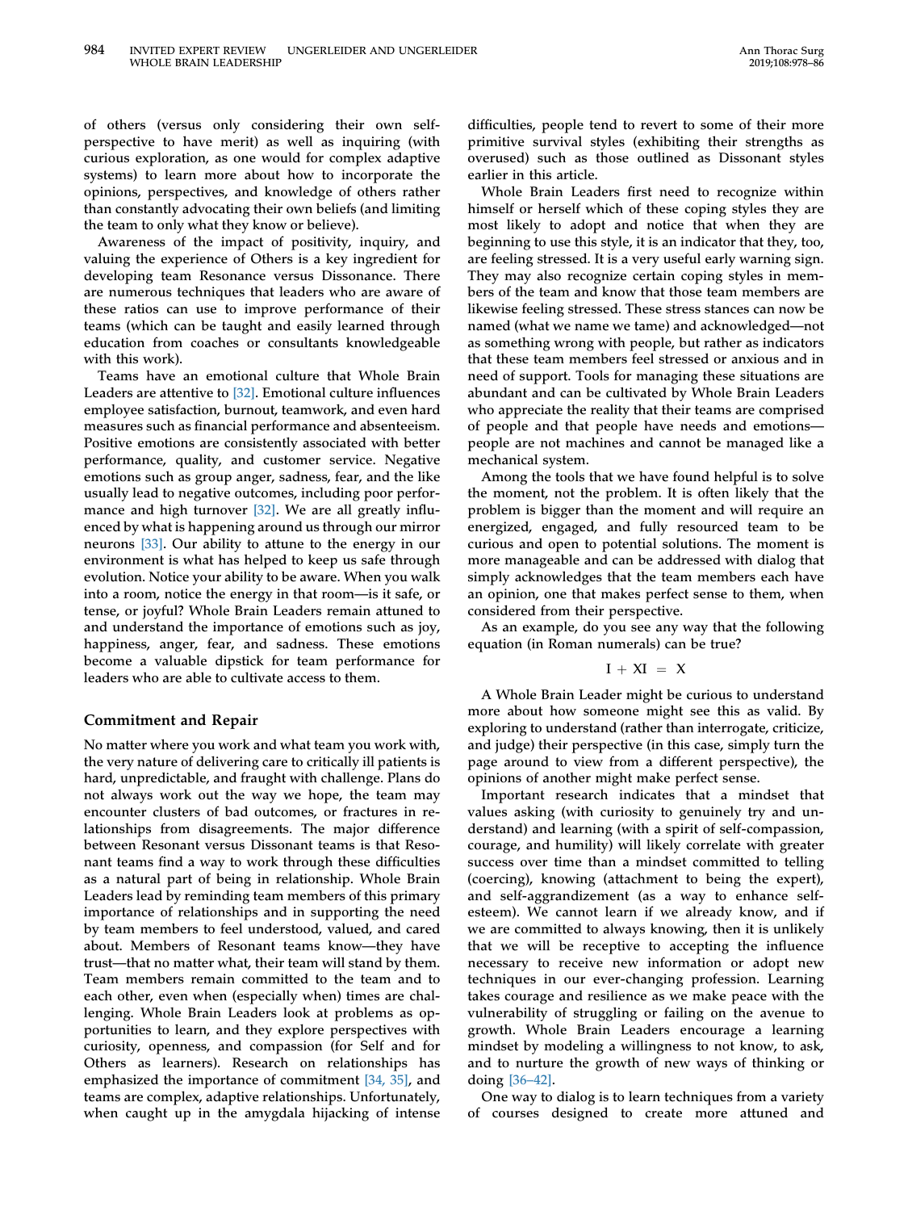of others (versus only considering their own self-perspective to have merit) as well as inquiring (with curious exploration, as one would for complex adaptive systems) to learn more about how to incorporate the opinions, perspectives, and knowledge of others rather than constantly advocating their own beliefs (and limiting the team to only what they know or believe).

Awareness of the impact of positivity, inquiry, and valuing the experience of Others is a key ingredient for developing team Resonance versus Dissonance. There are numerous techniques that leaders who are aware of these ratios can use to improve performance of their teams (which can be taught and easily learned through education from coaches or consultants knowledgeable with this work).

Teams have an emotional culture that Whole Brain Leaders are attentive to [32]. Emotional culture influences employee satisfaction, burnout, teamwork, and even hard measures such as financial performance and absenteeism. Positive emotions are consistently associated with better performance, quality, and customer service. Negative emotions such as group anger, sadness, fear, and the like usually lead to negative outcomes, including poor performance and high turnover [32]. We are all greatly influenced by what is happening around us through our mirror neurons [33]. Our ability to attune to the energy in our environment is what has helped to keep us safe through evolution. Notice your ability to be aware. When you walk into a room, notice the energy in that room—is it safe, or tense, or joyful? Whole Brain Leaders remain attuned to and understand the importance of emotions such as joy, happiness, anger, fear, and sadness. These emotions become a valuable dipstick for team performance for leaders who are able to cultivate access to them.

## Commitment and Repair

No matter where you work and what team you work with, the very nature of delivering care to critically ill patients is hard, unpredictable, and fraught with challenge. Plans do not always work out the way we hope, the team may encounter clusters of bad outcomes, or fractures in relationships from disagreements. The major difference between Resonant versus Dissonant teams is that Resonant teams find a way to work through these difficulties as a natural part of being in relationship. Whole Brain Leaders lead by reminding team members of this primary importance of relationships and in supporting the need by team members to feel understood, valued, and cared about. Members of Resonant teams know—they have trust—that no matter what, their team will stand by them. Team members remain committed to the team and to each other, even when (especially when) times are challenging. Whole Brain Leaders look at problems as opportunities to learn, and they explore perspectives with curiosity, openness, and compassion (for Self and for Others as learners). Research on relationships has emphasized the importance of commitment [34, 35], and teams are complex, adaptive relationships. Unfortunately, when caught up in the amygdala hijacking of intense difficulties, people tend to revert to some of their more primitive survival styles (exhibiting their strengths as overused) such as those outlined as Dissonant styles earlier in this article.

Whole Brain Leaders first need to recognize within himself or herself which of these coping styles they are most likely to adopt and notice that when they are beginning to use this style, it is an indicator that they, too, are feeling stressed. It is a very useful early warning sign. They may also recognize certain coping styles in members of the team and know that those team members are likewise feeling stressed. These stress stances can now be named (what we name we tame) and acknowledged—not as something wrong with people, but rather as indicators that these team members feel stressed or anxious and in need of support. Tools for managing these situations are abundant and can be cultivated by Whole Brain Leaders who appreciate the reality that their teams are comprised of people and that people have needs and emotions—people are not machines and cannot be managed like a mechanical system.

Among the tools that we have found helpful is to solve the moment, not the problem. It is often likely that the problem is bigger than the moment and will require an energized, engaged, and fully resourced team to be curious and open to potential solutions. The moment is more manageable and can be addressed with dialog that simply acknowledges that the team members each have an opinion, one that makes perfect sense to them, when considered from their perspective.

As an example, do you see any way that the following equation (in Roman numerals) can be true?

$$\mathrm{I} + \mathrm{XI} = \mathrm{X}$$

A Whole Brain Leader might be curious to understand more about how someone might see this as valid. By exploring to understand (rather than interrogate, criticize, and judge) their perspective (in this case, simply turn the page around to view from a different perspective), the opinions of another might make perfect sense.

Important research indicates that a mindset that values asking (with curiosity to genuinely try and understand) and learning (with a spirit of self-compassion, courage, and humility) will likely correlate with greater success over time than a mindset committed to telling (coercing), knowing (attachment to being the expert), and self-aggrandizement (as a way to enhance self-esteem). We cannot learn if we already know, and if we are committed to always knowing, then it is unlikely that we will be receptive to accepting the influence necessary to receive new information or adopt new techniques in our ever-changing profession. Learning takes courage and resilience as we make peace with the vulnerability of struggling or failing on the avenue to growth. Whole Brain Leaders encourage a learning mindset by modeling a willingness to not know, to ask, and to nurture the growth of new ways of thinking or doing [36–42].

One way to dialog is to learn techniques from a variety of courses designed to create more attuned and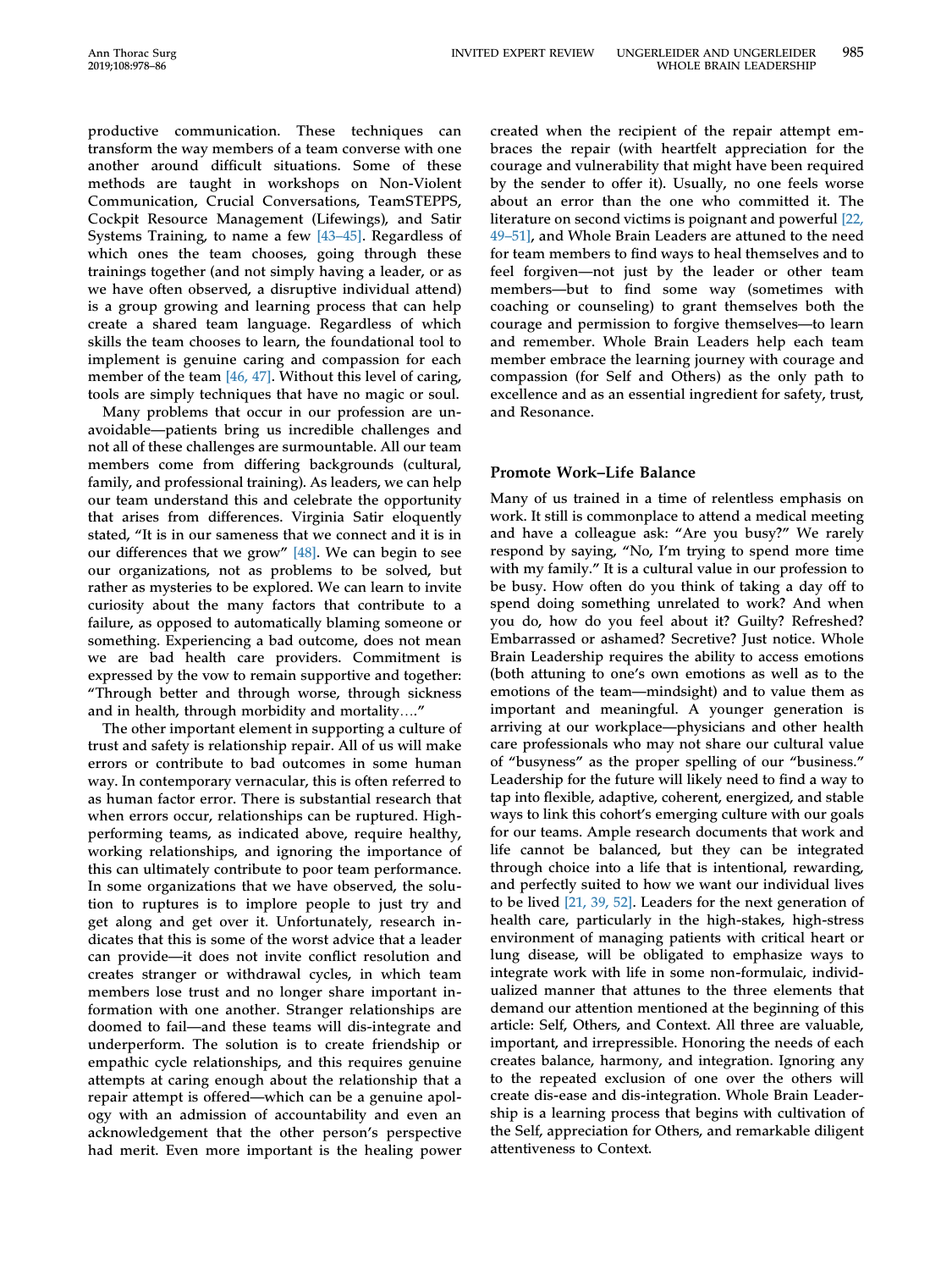productive communication. These techniques can transform the way members of a team converse with one another around difficult situations. Some of these methods are taught in workshops on Non-Violent Communication, Crucial Conversations, TeamSTEPPS, Cockpit Resource Management (Lifewings), and Satir Systems Training, to name a few [43–45]. Regardless of which ones the team chooses, going through these trainings together (and not simply having a leader, or as we have often observed, a disruptive individual attend) is a group growing and learning process that can help create a shared team language. Regardless of which skills the team chooses to learn, the foundational tool to implement is genuine caring and compassion for each member of the team [46, 47]. Without this level of caring, tools are simply techniques that have no magic or soul.

Many problems that occur in our profession are unavoidable—patients bring us incredible challenges and not all of these challenges are surmountable. All our team members come from differing backgrounds (cultural, family, and professional training). As leaders, we can help our team understand this and celebrate the opportunity that arises from differences. Virginia Satir eloquently stated, "It is in our sameness that we connect and it is in our differences that we grow" [48]. We can begin to see our organizations, not as problems to be solved, but rather as mysteries to be explored. We can learn to invite curiosity about the many factors that contribute to a failure, as opposed to automatically blaming someone or something. Experiencing a bad outcome, does not mean we are bad health care providers. Commitment is expressed by the vow to remain supportive and together: "Through better and through worse, through sickness and in health, through morbidity and mortality…."

The other important element in supporting a culture of trust and safety is relationship repair. All of us will make errors or contribute to bad outcomes in some human way. In contemporary vernacular, this is often referred to as human factor error. There is substantial research that when errors occur, relationships can be ruptured. High-performing teams, as indicated above, require healthy, working relationships, and ignoring the importance of this can ultimately contribute to poor team performance. In some organizations that we have observed, the solution to ruptures is to implore people to just try and get along and get over it. Unfortunately, research indicates that this is some of the worst advice that a leader can provide—it does not invite conflict resolution and creates stranger or withdrawal cycles, in which team members lose trust and no longer share important information with one another. Stranger relationships are doomed to fail—and these teams will dis-integrate and underperform. The solution is to create friendship or empathic cycle relationships, and this requires genuine attempts at caring enough about the relationship that a repair attempt is offered—which can be a genuine apology with an admission of accountability and even an acknowledgement that the other person's perspective had merit. Even more important is the healing power created when the recipient of the repair attempt embraces the repair (with heartfelt appreciation for the courage and vulnerability that might have been required by the sender to offer it). Usually, no one feels worse about an error than the one who committed it. The literature on second victims is poignant and powerful [22, 49–51], and Whole Brain Leaders are attuned to the need for team members to find ways to heal themselves and to feel forgiven—not just by the leader or other team members—but to find some way (sometimes with coaching or counseling) to grant themselves both the courage and permission to forgive themselves—to learn and remember. Whole Brain Leaders help each team member embrace the learning journey with courage and compassion (for Self and Others) as the only path to excellence and as an essential ingredient for safety, trust, and Resonance.

## Promote Work–Life Balance

Many of us trained in a time of relentless emphasis on work. It still is commonplace to attend a medical meeting and have a colleague ask: "Are you busy?" We rarely respond by saying, "No, I'm trying to spend more time with my family." It is a cultural value in our profession to be busy. How often do you think of taking a day off to spend doing something unrelated to work? And when you do, how do you feel about it? Guilty? Refreshed? Embarrassed or ashamed? Secretive? Just notice. Whole Brain Leadership requires the ability to access emotions (both attuning to one's own emotions as well as to the emotions of the team—mindsight) and to value them as important and meaningful. A younger generation is arriving at our workplace—physicians and other health care professionals who may not share our cultural value of "busyness" as the proper spelling of our "business." Leadership for the future will likely need to find a way to tap into flexible, adaptive, coherent, energized, and stable ways to link this cohort's emerging culture with our goals for our teams. Ample research documents that work and life cannot be balanced, but they can be integrated through choice into a life that is intentional, rewarding, and perfectly suited to how we want our individual lives to be lived [21, 39, 52]. Leaders for the next generation of health care, particularly in the high-stakes, high-stress environment of managing patients with critical heart or lung disease, will be obligated to emphasize ways to integrate work with life in some non-formulaic, individualized manner that attunes to the three elements that demand our attention mentioned at the beginning of this article: Self, Others, and Context. All three are valuable, important, and irrepressible. Honoring the needs of each creates balance, harmony, and integration. Ignoring any to the repeated exclusion of one over the others will create dis-ease and dis-integration. Whole Brain Leadership is a learning process that begins with cultivation of the Self, appreciation for Others, and remarkable diligent attentiveness to Context.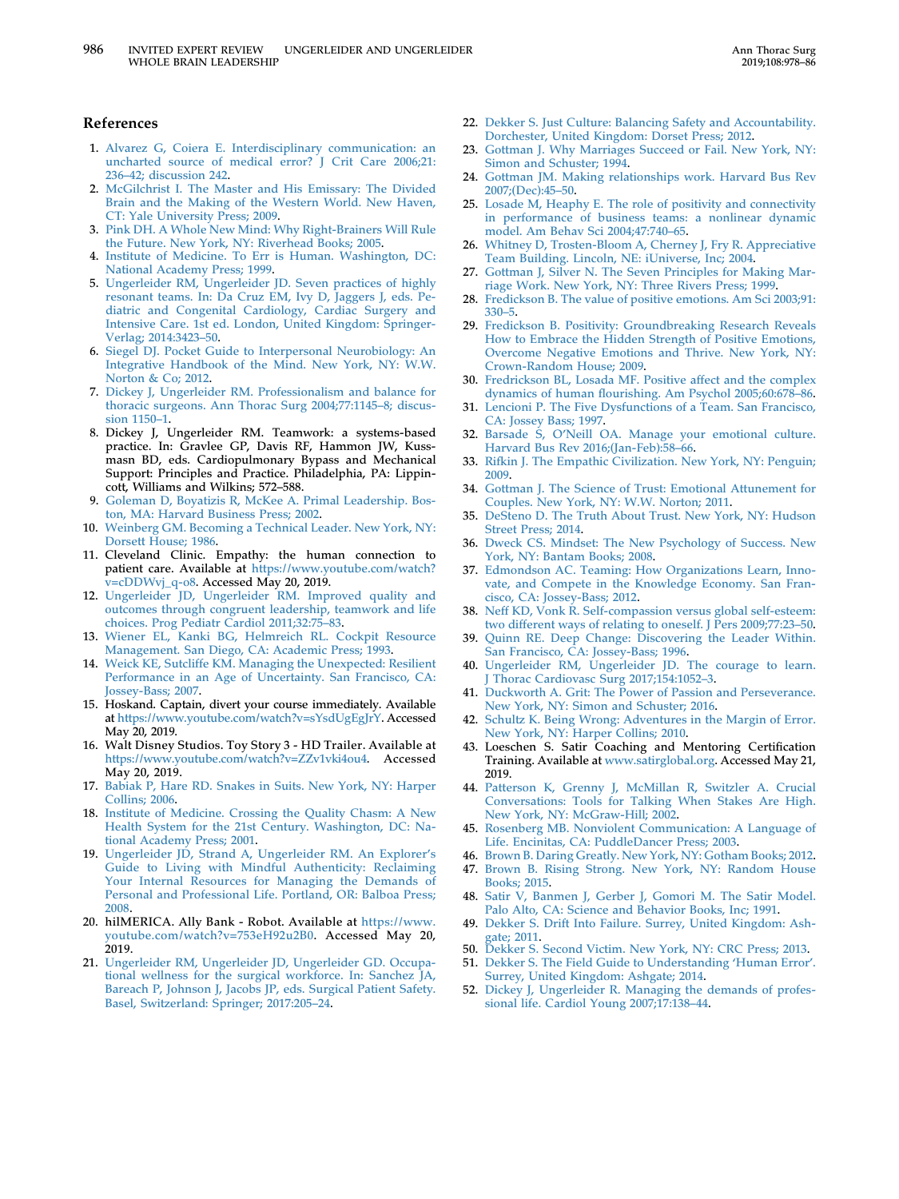## References

1. Alvarez G, Coiera E. Interdisciplinary communication: an uncharted source of medical error? J Crit Care 2006;21: 236–42; discussion 242.
2. McGilchrist I. The Master and His Emissary: The Divided Brain and the Making of the Western World. New Haven, CT: Yale University Press; 2009.
3. Pink DH. A Whole New Mind: Why Right-Brainers Will Rule the Future. New York, NY: Riverhead Books; 2005.
4. Institute of Medicine. To Err is Human. Washington, DC: National Academy Press; 1999.
5. Ungerleider RM, Ungerleider JD. Seven practices of highly resonant teams. In: Da Cruz EM, Ivy D, Jaggers J, eds. Pediatric and Congenital Cardiology, Cardiac Surgery and Intensive Care. 1st ed. London, United Kingdom: Springer-Verlag; 2014:3423–50.
6. Siegel DJ. Pocket Guide to Interpersonal Neurobiology: An Integrative Handbook of the Mind. New York, NY: W.W. Norton & Co; 2012.
7. Dickey J, Ungerleider RM. Professionalism and balance for thoracic surgeons. Ann Thorac Surg 2004;77:1145–8; discussion 1150–1.
8. Dickey J, Ungerleider RM. Teamwork: a systems-based practice. In: Gravlee GP, Davis RF, Hammon JW, Kussmasn BD, eds. Cardiopulmonary Bypass and Mechanical Support: Principles and Practice. Philadelphia, PA: Lippincott, Williams and Wilkins; 572–588.
9. Goleman D, Boyatizis R, McKee A. Primal Leadership. Boston, MA: Harvard Business Press; 2002.
10. Weinberg GM. Becoming a Technical Leader. New York, NY: Dorsett House; 1986.
11. Cleveland Clinic. Empathy: the human connection to patient care. Available at https://www.youtube.com/watch?v=cDDWvj_q-o8. Accessed May 20, 2019.
12. Ungerleider JD, Ungerleider RM. Improved quality and outcomes through congruent leadership, teamwork and life choices. Prog Pediatr Cardiol 2011;32:75–83.
13. Wiener EL, Kanki BG, Helmreich RL. Cockpit Resource Management. San Diego, CA: Academic Press; 1993.
14. Weick KE, Sutcliffe KM. Managing the Unexpected: Resilient Performance in an Age of Uncertainty. San Francisco, CA: Jossey-Bass; 2007.
15. Hoskand. Captain, divert your course immediately. Available at https://www.youtube.com/watch?v=sYsdUgEgJrY. Accessed May 20, 2019.
16. Walt Disney Studios. Toy Story 3 - HD Trailer. Available at https://www.youtube.com/watch?v=ZZv1vki4ou4. Accessed May 20, 2019.
17. Babiak P, Hare RD. Snakes in Suits. New York, NY: Harper Collins; 2006.
18. Institute of Medicine. Crossing the Quality Chasm: A New Health System for the 21st Century. Washington, DC: National Academy Press; 2001.
19. Ungerleider JD, Strand A, Ungerleider RM. An Explorer's Guide to Living with Mindful Authenticity: Reclaiming Your Internal Resources for Managing the Demands of Personal and Professional Life. Portland, OR: Balboa Press; 2008.
20. hilMERICA. Ally Bank - Robot. Available at https://www.youtube.com/watch?v=753eH92u2B0. Accessed May 20, 2019.
21. Ungerleider RM, Ungerleider JD, Ungerleider GD. Occupational wellness for the surgical workforce. In: Sanchez JA, Bareach P, Johnson J, Jacobs JP, eds. Surgical Patient Safety. Basel, Switzerland: Springer; 2017:205–24.
22. Dekker S. Just Culture: Balancing Safety and Accountability. Dorchester, United Kingdom: Dorset Press; 2012.
23. Gottman J. Why Marriages Succeed or Fail. New York, NY: Simon and Schuster; 1994.
24. Gottman JM. Making relationships work. Harvard Bus Rev 2007;(Dec):45–50.
25. Losade M, Heaphy E. The role of positivity and connectivity in performance of business teams: a nonlinear dynamic model. Am Behav Sci 2004;47:740–65.
26. Whitney D, Trosten-Bloom A, Cherney J, Fry R. Appreciative Team Building. Lincoln, NE: iUniverse, Inc; 2004.
27. Gottman J, Silver N. The Seven Principles for Making Marriage Work. New York, NY: Three Rivers Press; 1999.
28. Fredickson B. The value of positive emotions. Am Sci 2003;91: 330–5.
29. Fredickson B. Positivity: Groundbreaking Research Reveals How to Embrace the Hidden Strength of Positive Emotions, Overcome Negative Emotions and Thrive. New York, NY: Crown-Random House; 2009.
30. Fredrickson BL, Losada MF. Positive affect and the complex dynamics of human flourishing. Am Psychol 2005;60:678–86.
31. Lencioni P. The Five Dysfunctions of a Team. San Francisco, CA: Jossey Bass; 1997.
32. Barsade S, O'Neill OA. Manage your emotional culture. Harvard Bus Rev 2016;(Jan-Feb):58–66.
33. Rifkin J. The Empathic Civilization. New York, NY: Penguin; 2009.
34. Gottman J. The Science of Trust: Emotional Attunement for Couples. New York, NY: W.W. Norton; 2011.
35. DeSteno D. The Truth About Trust. New York, NY: Hudson Street Press; 2014.
36. Dweck CS. Mindset: The New Psychology of Success. New York, NY: Bantam Books; 2008.
37. Edmondson AC. Teaming: How Organizations Learn, Innovate, and Compete in the Knowledge Economy. San Francisco, CA: Jossey-Bass; 2012.
38. Neff KD, Vonk R. Self-compassion versus global self-esteem: two different ways of relating to oneself. J Pers 2009;77:23–50.
39. Quinn RE. Deep Change: Discovering the Leader Within. San Francisco, CA: Jossey-Bass; 1996.
40. Ungerleider RM, Ungerleider JD. The courage to learn. J Thorac Cardiovasc Surg 2017;154:1052–3.
41. Duckworth A. Grit: The Power of Passion and Perseverance. New York, NY: Simon and Schuster; 2016.
42. Schultz K. Being Wrong: Adventures in the Margin of Error. New York, NY: Harper Collins; 2010.
43. Loeschen S. Satir Coaching and Mentoring Certification Training. Available at www.satirglobal.org. Accessed May 21, 2019.
44. Patterson K, Grenny J, McMillan R, Switzler A. Crucial Conversations: Tools for Talking When Stakes Are High. New York, NY: McGraw-Hill; 2002.
45. Rosenberg MB. Nonviolent Communication: A Language of Life. Encinitas, CA: PuddleDancer Press; 2003.
46. Brown B. Daring Greatly. New York, NY: Gotham Books; 2012.
47. Brown B. Rising Strong. New York, NY: Random House Books; 2015.
48. Satir V, Banmen J, Gerber J, Gomori M. The Satir Model. Palo Alto, CA: Science and Behavior Books, Inc; 1991.
49. Dekker S. Drift Into Failure. Surrey, United Kingdom: Ashgate; 2011.
50. Dekker S. Second Victim. New York, NY: CRC Press; 2013.
51. Dekker S. The Field Guide to Understanding 'Human Error'. Surrey, United Kingdom: Ashgate; 2014.
52. Dickey J, Ungerleider R. Managing the demands of professional life. Cardiol Young 2007;17:138–44.